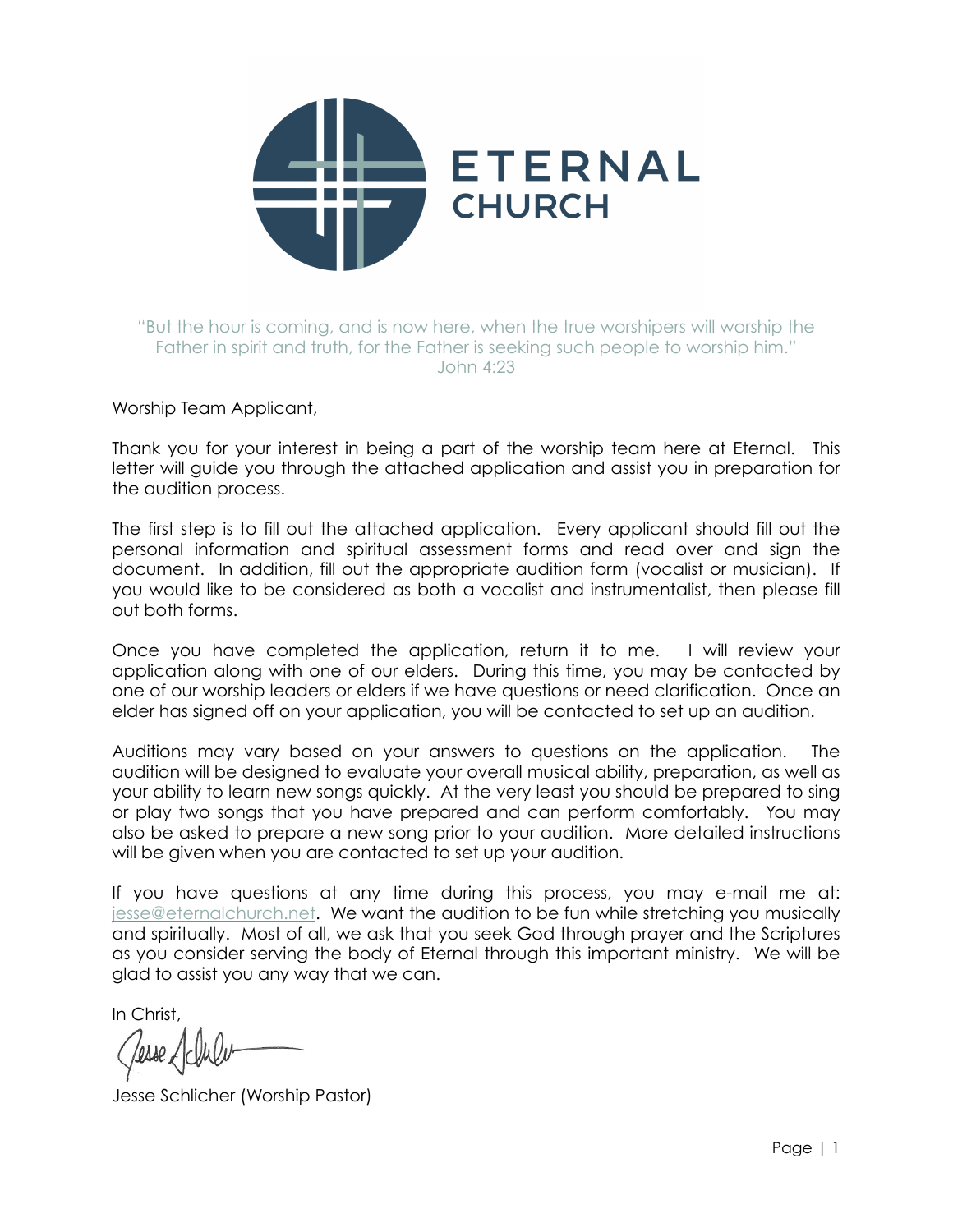# ETERNAL CHURCH

"But the hour is coming, and is now here, when the true worshipers will worship the Father in spirit and truth, for the Father is seeking such people to worship him."
John 4:23

Worship Team Applicant,

Thank you for your interest in being a part of the worship team here at Eternal. This letter will guide you through the attached application and assist you in preparation for the audition process.

The first step is to fill out the attached application. Every applicant should fill out the personal information and spiritual assessment forms and read over and sign the document. In addition, fill out the appropriate audition form (vocalist or musician). If you would like to be considered as both a vocalist and instrumentalist, then please fill out both forms.

Once you have completed the application, return it to me. I will review your application along with one of our elders. During this time, you may be contacted by one of our worship leaders or elders if we have questions or need clarification. Once an elder has signed off on your application, you will be contacted to set up an audition.

Auditions may vary based on your answers to questions on the application. The audition will be designed to evaluate your overall musical ability, preparation, as well as your ability to learn new songs quickly. At the very least you should be prepared to sing or play two songs that you have prepared and can perform comfortably. You may also be asked to prepare a new song prior to your audition. More detailed instructions will be given when you are contacted to set up your audition.

If you have questions at any time during this process, you may e-mail me at: jesse@eternalchurch.net. We want the audition to be fun while stretching you musically and spiritually. Most of all, we ask that you seek God through prayer and the Scriptures as you consider serving the body of Eternal through this important ministry. We will be glad to assist you any way that we can.

In Christ,

Jesse Schlicher (Worship Pastor)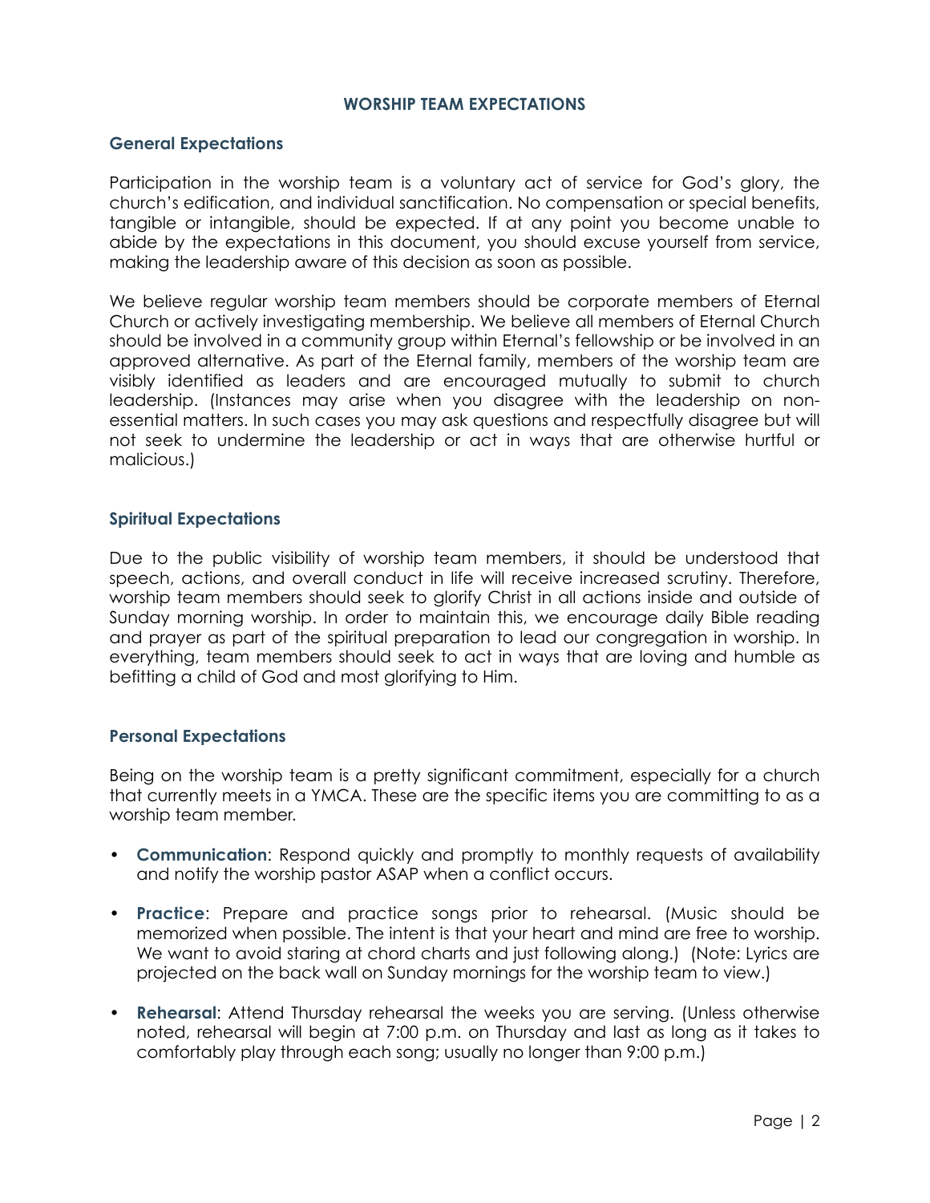# WORSHIP TEAM EXPECTATIONS

## General Expectations

Participation in the worship team is a voluntary act of service for God's glory, the church's edification, and individual sanctification. No compensation or special benefits, tangible or intangible, should be expected. If at any point you become unable to abide by the expectations in this document, you should excuse yourself from service, making the leadership aware of this decision as soon as possible.

We believe regular worship team members should be corporate members of Eternal Church or actively investigating membership. We believe all members of Eternal Church should be involved in a community group within Eternal's fellowship or be involved in an approved alternative. As part of the Eternal family, members of the worship team are visibly identified as leaders and are encouraged mutually to submit to church leadership. (Instances may arise when you disagree with the leadership on non-essential matters. In such cases you may ask questions and respectfully disagree but will not seek to undermine the leadership or act in ways that are otherwise hurtful or malicious.)

## Spiritual Expectations

Due to the public visibility of worship team members, it should be understood that speech, actions, and overall conduct in life will receive increased scrutiny. Therefore, worship team members should seek to glorify Christ in all actions inside and outside of Sunday morning worship. In order to maintain this, we encourage daily Bible reading and prayer as part of the spiritual preparation to lead our congregation in worship. In everything, team members should seek to act in ways that are loving and humble as befitting a child of God and most glorifying to Him.

## Personal Expectations

Being on the worship team is a pretty significant commitment, especially for a church that currently meets in a YMCA. These are the specific items you are committing to as a worship team member.

- **Communication**: Respond quickly and promptly to monthly requests of availability and notify the worship pastor ASAP when a conflict occurs.
- **Practice**: Prepare and practice songs prior to rehearsal. (Music should be memorized when possible. The intent is that your heart and mind are free to worship. We want to avoid staring at chord charts and just following along.) (Note: Lyrics are projected on the back wall on Sunday mornings for the worship team to view.)
- **Rehearsal**: Attend Thursday rehearsal the weeks you are serving. (Unless otherwise noted, rehearsal will begin at 7:00 p.m. on Thursday and last as long as it takes to comfortably play through each song; usually no longer than 9:00 p.m.)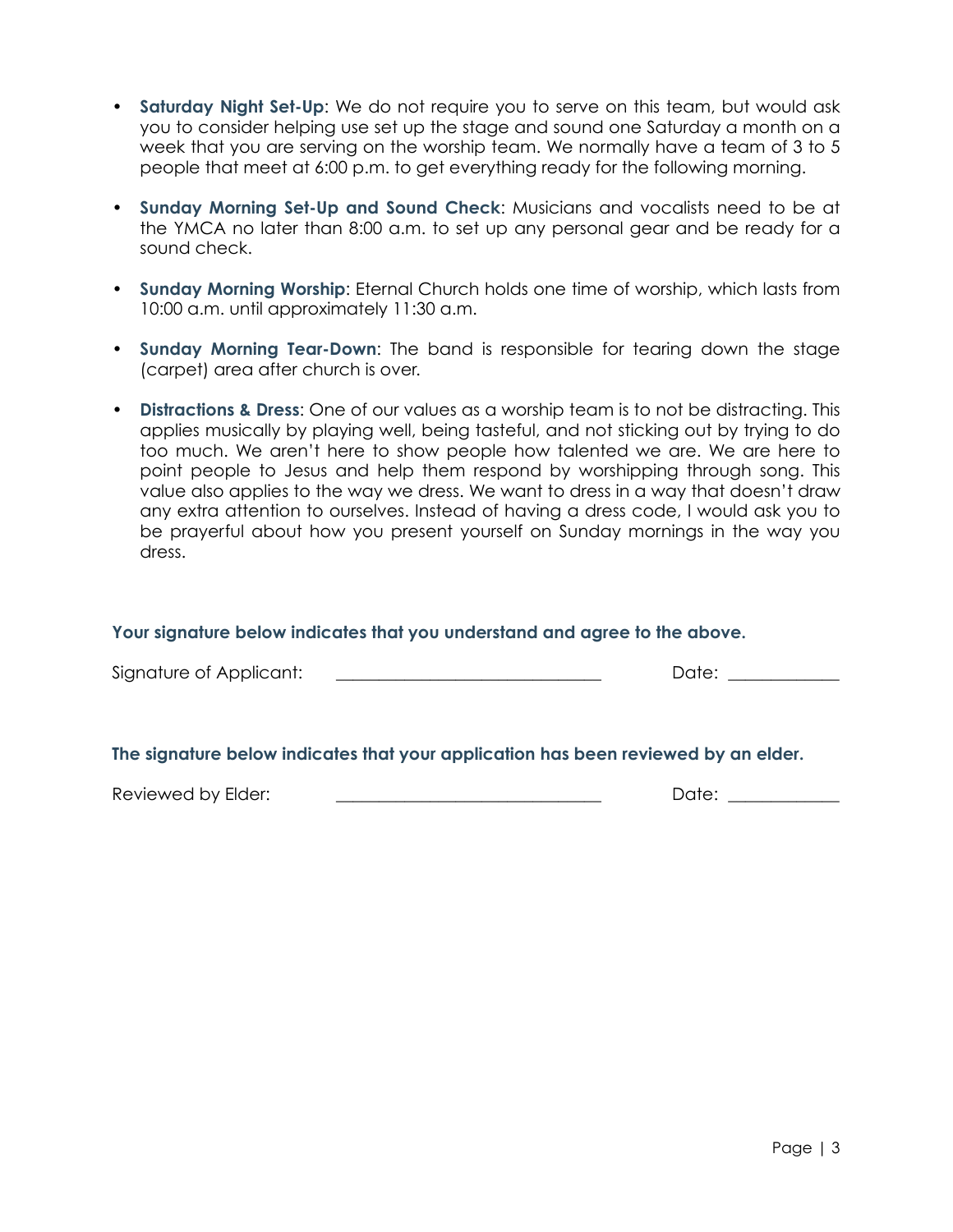- **Saturday Night Set-Up**: We do not require you to serve on this team, but would ask you to consider helping use set up the stage and sound one Saturday a month on a week that you are serving on the worship team. We normally have a team of 3 to 5 people that meet at 6:00 p.m. to get everything ready for the following morning.

- **Sunday Morning Set-Up and Sound Check**: Musicians and vocalists need to be at the YMCA no later than 8:00 a.m. to set up any personal gear and be ready for a sound check.

- **Sunday Morning Worship**: Eternal Church holds one time of worship, which lasts from 10:00 a.m. until approximately 11:30 a.m.

- **Sunday Morning Tear-Down**: The band is responsible for tearing down the stage (carpet) area after church is over.

- **Distractions & Dress**: One of our values as a worship team is to not be distracting. This applies musically by playing well, being tasteful, and not sticking out by trying to do too much. We aren't here to show people how talented we are. We are here to point people to Jesus and help them respond by worshipping through song. This value also applies to the way we dress. We want to dress in a way that doesn't draw any extra attention to ourselves. Instead of having a dress code, I would ask you to be prayerful about how you present yourself on Sunday mornings in the way you dress.

**Your signature below indicates that you understand and agree to the above.**

Signature of Applicant: ______________________________ Date: ____________

**The signature below indicates that your application has been reviewed by an elder.**

Reviewed by Elder: ______________________________ Date: ____________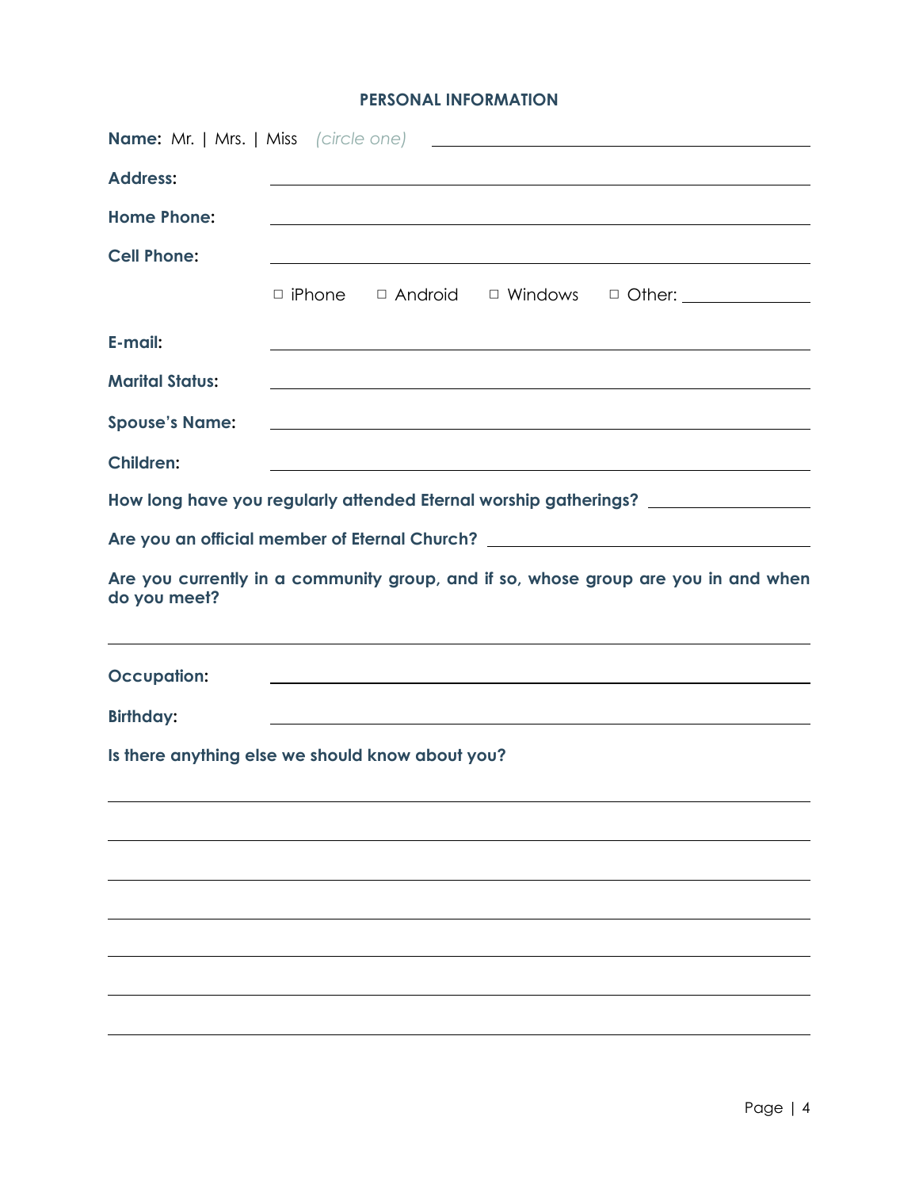## PERSONAL INFORMATION

**Name:** Mr. | Mrs. | Miss *(circle one)* ______________________________

**Address:** ______________________________

**Home Phone:** ______________________________

**Cell Phone:** ______________________________

□ iPhone □ Android □ Windows □ Other: ______________

**E-mail:** ______________________________

**Marital Status:** ______________________________

**Spouse's Name:** ______________________________

**Children:** ______________________________

**How long have you regularly attended Eternal worship gatherings?** ______________

**Are you an official member of Eternal Church?** ______________________________

**Are you currently in a community group, and if so, whose group are you in and when do you meet?**

______________________________

**Occupation:** ______________________________

**Birthday:** ______________________________

**Is there anything else we should know about you?**

______________________________

______________________________

______________________________

______________________________

______________________________

______________________________

______________________________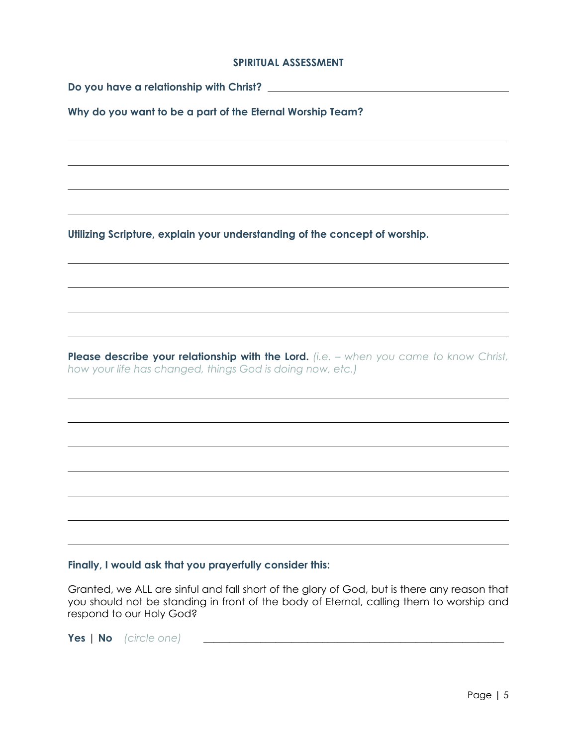## SPIRITUAL ASSESSMENT

**Do you have a relationship with Christ?** ______________________________

**Why do you want to be a part of the Eternal Worship Team?**

______________________________

______________________________

______________________________

______________________________

**Utilizing Scripture, explain your understanding of the concept of worship.**

______________________________

______________________________

______________________________

______________________________

**Please describe your relationship with the Lord.** *(i.e. – when you came to know Christ, how your life has changed, things God is doing now, etc.)*

______________________________

______________________________

______________________________

______________________________

______________________________

______________________________

______________________________

**Finally, I would ask that you prayerfully consider this:**

Granted, we ALL are sinful and fall short of the glory of God, but is there any reason that you should not be standing in front of the body of Eternal, calling them to worship and respond to our Holy God?

**Yes | No** *(circle one)* ______________________________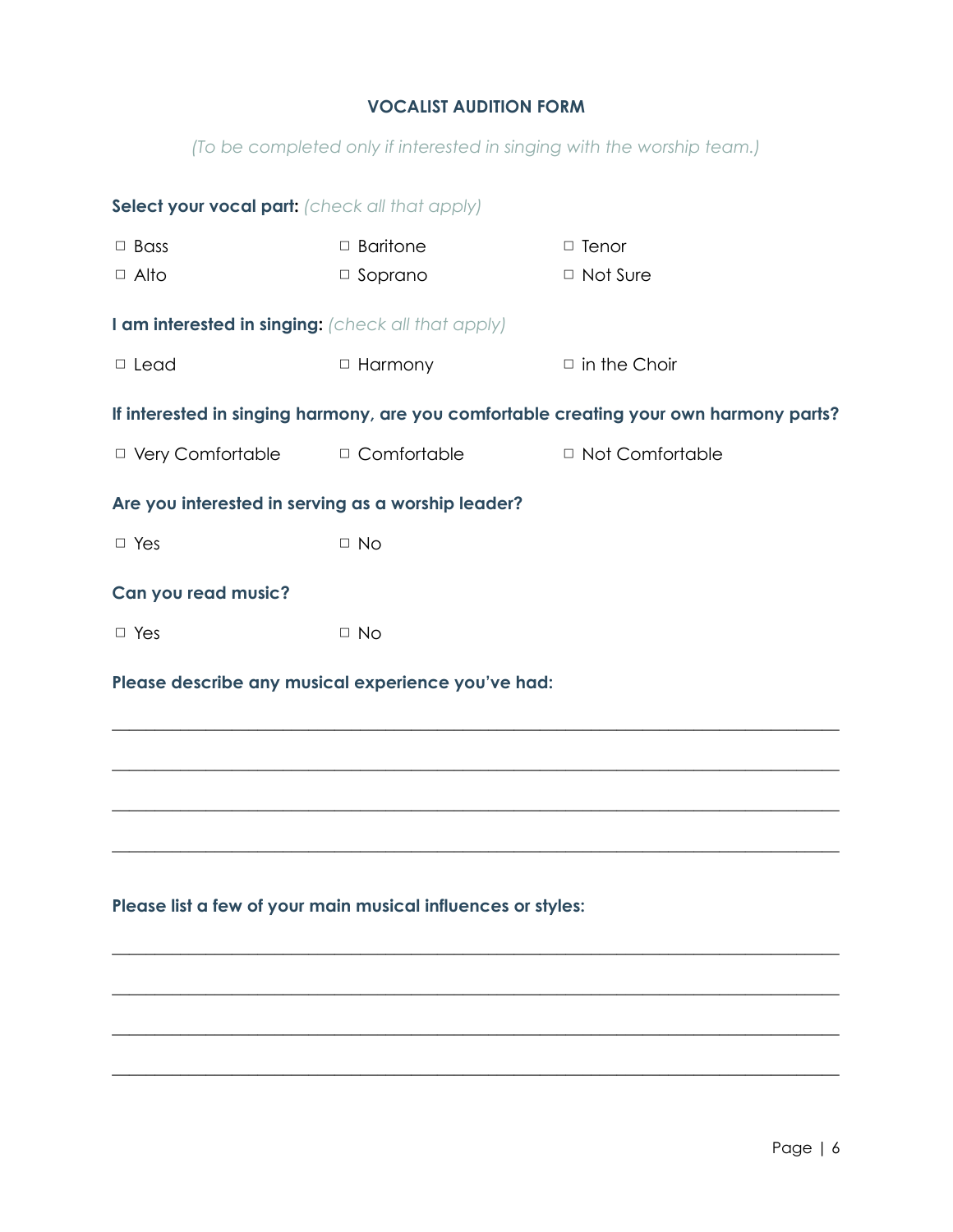## VOCALIST AUDITION FORM

*(To be completed only if interested in singing with the worship team.)*

**Select your vocal part:** *(check all that apply)*

| | | |
|---|---|---|
| □ Bass | □ Baritone | □ Tenor |
| □ Alto | □ Soprano | □ Not Sure |

**I am interested in singing:** *(check all that apply)*

□ Lead    □ Harmony    □ in the Choir

**If interested in singing harmony, are you comfortable creating your own harmony parts?**

□ Very Comfortable    □ Comfortable    □ Not Comfortable

**Are you interested in serving as a worship leader?**

□ Yes    □ No

**Can you read music?**

□ Yes    □ No

**Please describe any musical experience you've had:**

______________________________________________________________________________

______________________________________________________________________________

______________________________________________________________________________

______________________________________________________________________________

**Please list a few of your main musical influences or styles:**

______________________________________________________________________________

______________________________________________________________________________

______________________________________________________________________________

______________________________________________________________________________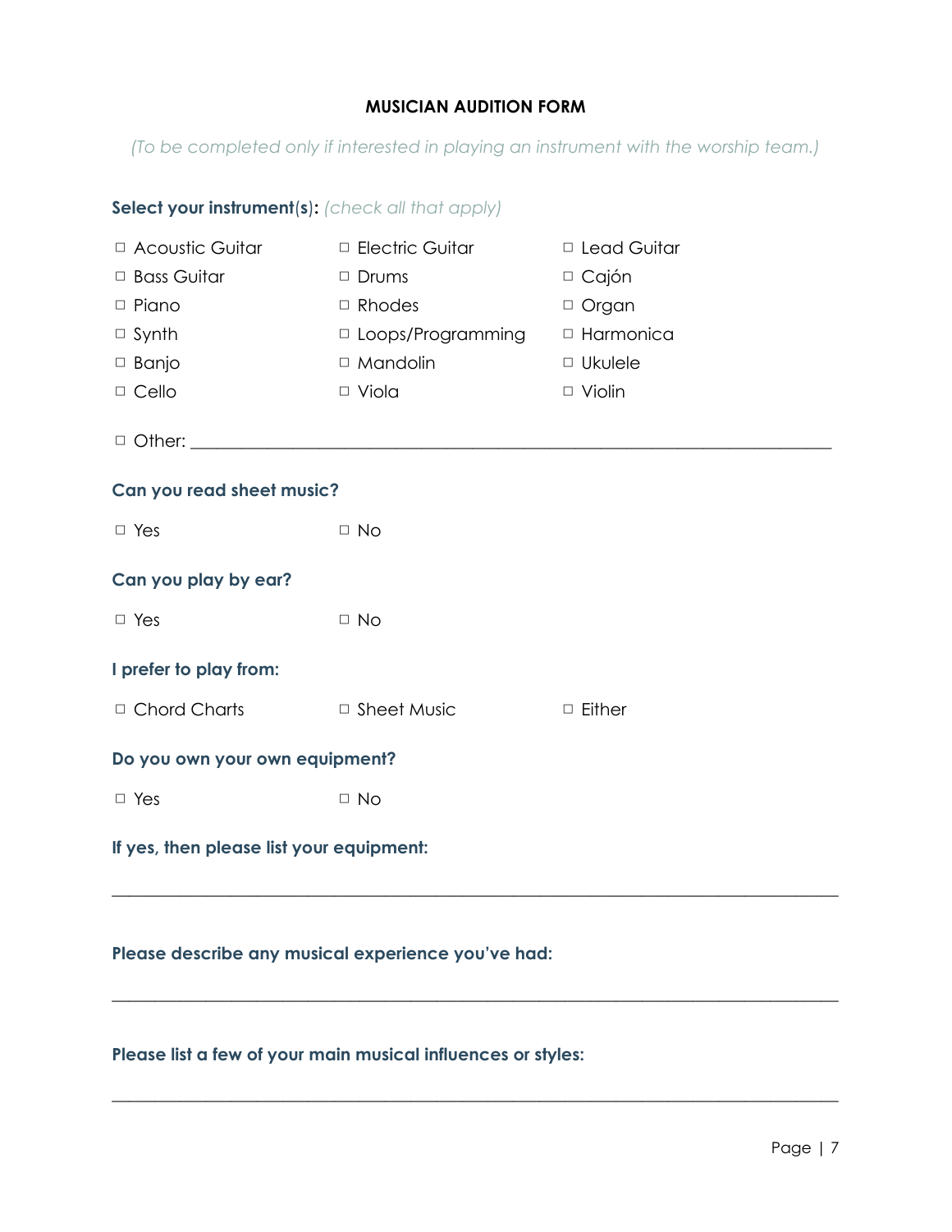## MUSICIAN AUDITION FORM

*(To be completed only if interested in playing an instrument with the worship team.)*

**Select your instrument(s):** *(check all that apply)*

- ☐ Acoustic Guitar
- ☐ Electric Guitar
- ☐ Lead Guitar
- ☐ Bass Guitar
- ☐ Drums
- ☐ Cajón
- ☐ Piano
- ☐ Rhodes
- ☐ Organ
- ☐ Synth
- ☐ Loops/Programming
- ☐ Harmonica
- ☐ Banjo
- ☐ Mandolin
- ☐ Ukulele
- ☐ Cello
- ☐ Viola
- ☐ Violin

☐ Other: ________________________________________________________________

**Can you read sheet music?**

☐ Yes ☐ No

**Can you play by ear?**

☐ Yes ☐ No

**I prefer to play from:**

☐ Chord Charts ☐ Sheet Music ☐ Either

**Do you own your own equipment?**

☐ Yes ☐ No

**If yes, then please list your equipment:**

________________________________________________________________________

**Please describe any musical experience you've had:**

________________________________________________________________________

**Please list a few of your main musical influences or styles:**

________________________________________________________________________